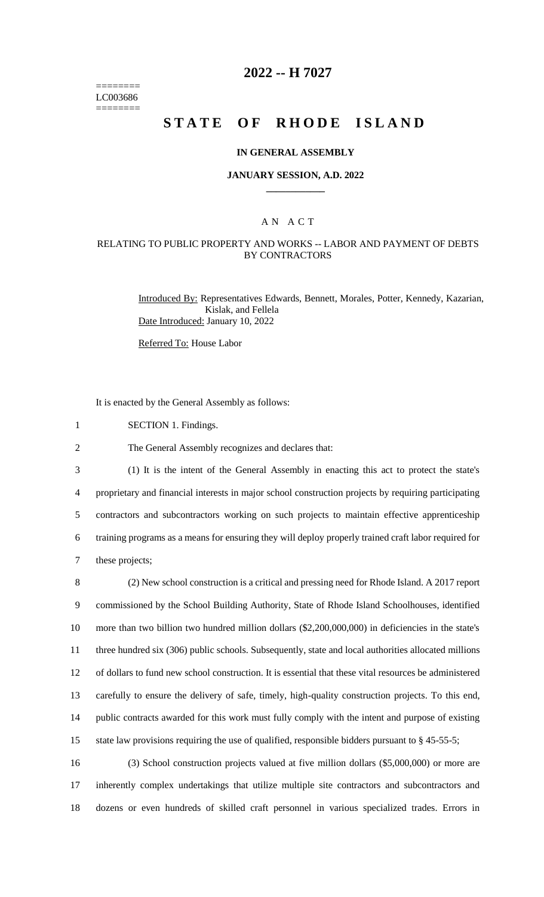========
LC003686
========

# 2022 -- H 7027

# STATE OF RHODE ISLAND

### IN GENERAL ASSEMBLY

### JANUARY SESSION, A.D. 2022

### A N A C T

### RELATING TO PUBLIC PROPERTY AND WORKS -- LABOR AND PAYMENT OF DEBTS BY CONTRACTORS

Introduced By: Representatives Edwards, Bennett, Morales, Potter, Kennedy, Kazarian, Kislak, and Fellela

Date Introduced: January 10, 2022

Referred To: House Labor

It is enacted by the General Assembly as follows:

SECTION 1. Findings.

The General Assembly recognizes and declares that:

(1) It is the intent of the General Assembly in enacting this act to protect the state's proprietary and financial interests in major school construction projects by requiring participating contractors and subcontractors working on such projects to maintain effective apprenticeship training programs as a means for ensuring they will deploy properly trained craft labor required for these projects;

(2) New school construction is a critical and pressing need for Rhode Island. A 2017 report commissioned by the School Building Authority, State of Rhode Island Schoolhouses, identified more than two billion two hundred million dollars ($2,200,000,000) in deficiencies in the state's three hundred six (306) public schools. Subsequently, state and local authorities allocated millions of dollars to fund new school construction. It is essential that these vital resources be administered carefully to ensure the delivery of safe, timely, high-quality construction projects. To this end, public contracts awarded for this work must fully comply with the intent and purpose of existing state law provisions requiring the use of qualified, responsible bidders pursuant to § 45-55-5;

(3) School construction projects valued at five million dollars ($5,000,000) or more are inherently complex undertakings that utilize multiple site contractors and subcontractors and dozens or even hundreds of skilled craft personnel in various specialized trades. Errors in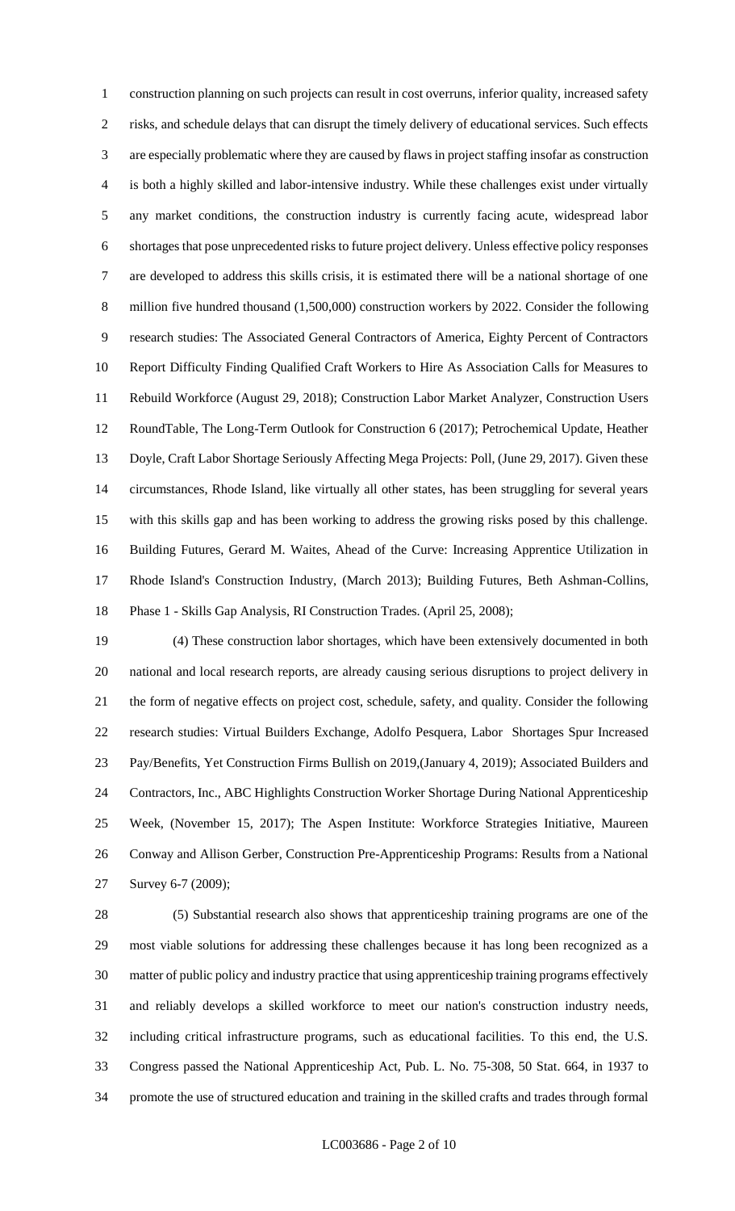construction planning on such projects can result in cost overruns, inferior quality, increased safety risks, and schedule delays that can disrupt the timely delivery of educational services. Such effects are especially problematic where they are caused by flaws in project staffing insofar as construction is both a highly skilled and labor-intensive industry. While these challenges exist under virtually any market conditions, the construction industry is currently facing acute, widespread labor shortages that pose unprecedented risks to future project delivery. Unless effective policy responses are developed to address this skills crisis, it is estimated there will be a national shortage of one million five hundred thousand (1,500,000) construction workers by 2022. Consider the following research studies: The Associated General Contractors of America, Eighty Percent of Contractors Report Difficulty Finding Qualified Craft Workers to Hire As Association Calls for Measures to Rebuild Workforce (August 29, 2018); Construction Labor Market Analyzer, Construction Users RoundTable, The Long-Term Outlook for Construction 6 (2017); Petrochemical Update, Heather Doyle, Craft Labor Shortage Seriously Affecting Mega Projects: Poll, (June 29, 2017). Given these circumstances, Rhode Island, like virtually all other states, has been struggling for several years with this skills gap and has been working to address the growing risks posed by this challenge. Building Futures, Gerard M. Waites, Ahead of the Curve: Increasing Apprentice Utilization in Rhode Island's Construction Industry, (March 2013); Building Futures, Beth Ashman-Collins, Phase 1 - Skills Gap Analysis, RI Construction Trades. (April 25, 2008);

(4) These construction labor shortages, which have been extensively documented in both national and local research reports, are already causing serious disruptions to project delivery in the form of negative effects on project cost, schedule, safety, and quality. Consider the following research studies: Virtual Builders Exchange, Adolfo Pesquera, Labor Shortages Spur Increased Pay/Benefits, Yet Construction Firms Bullish on 2019,(January 4, 2019); Associated Builders and Contractors, Inc., ABC Highlights Construction Worker Shortage During National Apprenticeship Week, (November 15, 2017); The Aspen Institute: Workforce Strategies Initiative, Maureen Conway and Allison Gerber, Construction Pre-Apprenticeship Programs: Results from a National Survey 6-7 (2009);

(5) Substantial research also shows that apprenticeship training programs are one of the most viable solutions for addressing these challenges because it has long been recognized as a matter of public policy and industry practice that using apprenticeship training programs effectively and reliably develops a skilled workforce to meet our nation's construction industry needs, including critical infrastructure programs, such as educational facilities. To this end, the U.S. Congress passed the National Apprenticeship Act, Pub. L. No. 75-308, 50 Stat. 664, in 1937 to promote the use of structured education and training in the skilled crafts and trades through formal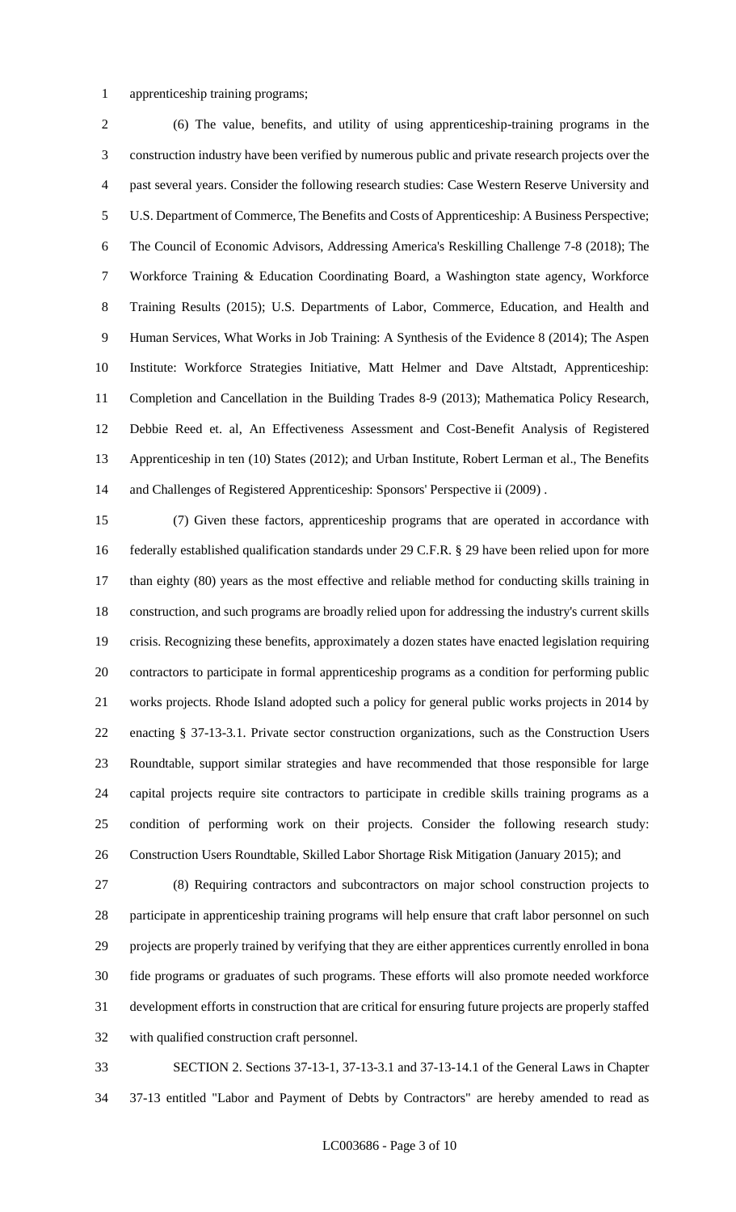apprenticeship training programs;

(6) The value, benefits, and utility of using apprenticeship-training programs in the construction industry have been verified by numerous public and private research projects over the past several years. Consider the following research studies: Case Western Reserve University and U.S. Department of Commerce, The Benefits and Costs of Apprenticeship: A Business Perspective; The Council of Economic Advisors, Addressing America's Reskilling Challenge 7-8 (2018); The Workforce Training & Education Coordinating Board, a Washington state agency, Workforce Training Results (2015); U.S. Departments of Labor, Commerce, Education, and Health and Human Services, What Works in Job Training: A Synthesis of the Evidence 8 (2014); The Aspen Institute: Workforce Strategies Initiative, Matt Helmer and Dave Altstadt, Apprenticeship: Completion and Cancellation in the Building Trades 8-9 (2013); Mathematica Policy Research, Debbie Reed et. al, An Effectiveness Assessment and Cost-Benefit Analysis of Registered Apprenticeship in ten (10) States (2012); and Urban Institute, Robert Lerman et al., The Benefits and Challenges of Registered Apprenticeship: Sponsors' Perspective ii (2009) .

(7) Given these factors, apprenticeship programs that are operated in accordance with federally established qualification standards under 29 C.F.R. § 29 have been relied upon for more than eighty (80) years as the most effective and reliable method for conducting skills training in construction, and such programs are broadly relied upon for addressing the industry's current skills crisis. Recognizing these benefits, approximately a dozen states have enacted legislation requiring contractors to participate in formal apprenticeship programs as a condition for performing public works projects. Rhode Island adopted such a policy for general public works projects in 2014 by enacting § 37-13-3.1. Private sector construction organizations, such as the Construction Users Roundtable, support similar strategies and have recommended that those responsible for large capital projects require site contractors to participate in credible skills training programs as a condition of performing work on their projects. Consider the following research study: Construction Users Roundtable, Skilled Labor Shortage Risk Mitigation (January 2015); and

(8) Requiring contractors and subcontractors on major school construction projects to participate in apprenticeship training programs will help ensure that craft labor personnel on such projects are properly trained by verifying that they are either apprentices currently enrolled in bona fide programs or graduates of such programs. These efforts will also promote needed workforce development efforts in construction that are critical for ensuring future projects are properly staffed with qualified construction craft personnel.

SECTION 2. Sections 37-13-1, 37-13-3.1 and 37-13-14.1 of the General Laws in Chapter 37-13 entitled "Labor and Payment of Debts by Contractors" are hereby amended to read as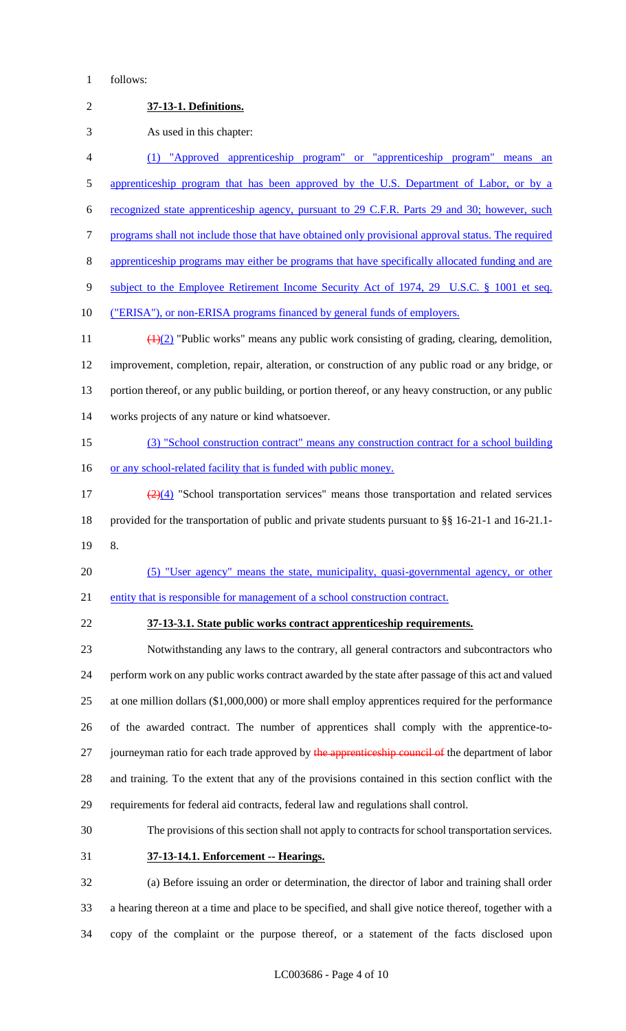follows:

**37-13-1. Definitions.**

As used in this chapter:

(1) "Approved apprenticeship program" or "apprenticeship program" means an apprenticeship program that has been approved by the U.S. Department of Labor, or by a recognized state apprenticeship agency, pursuant to 29 C.F.R. Parts 29 and 30; however, such programs shall not include those that have obtained only provisional approval status. The required apprenticeship programs may either be programs that have specifically allocated funding and are subject to the Employee Retirement Income Security Act of 1974, 29 U.S.C. § 1001 et seq. ("ERISA"), or non-ERISA programs financed by general funds of employers.

~~(1)~~(2) "Public works" means any public work consisting of grading, clearing, demolition, improvement, completion, repair, alteration, or construction of any public road or any bridge, or portion thereof, or any public building, or portion thereof, or any heavy construction, or any public works projects of any nature or kind whatsoever.

(3) "School construction contract" means any construction contract for a school building or any school-related facility that is funded with public money.

~~(2)~~(4) "School transportation services" means those transportation and related services provided for the transportation of public and private students pursuant to §§ 16-21-1 and 16-21.1-8.

(5) "User agency" means the state, municipality, quasi-governmental agency, or other entity that is responsible for management of a school construction contract.

**37-13-3.1. State public works contract apprenticeship requirements.**

Notwithstanding any laws to the contrary, all general contractors and subcontractors who perform work on any public works contract awarded by the state after passage of this act and valued at one million dollars ($1,000,000) or more shall employ apprentices required for the performance of the awarded contract. The number of apprentices shall comply with the apprentice-to-journeyman ratio for each trade approved by ~~the apprenticeship council of~~ the department of labor and training. To the extent that any of the provisions contained in this section conflict with the requirements for federal aid contracts, federal law and regulations shall control.

The provisions of this section shall not apply to contracts for school transportation services.

**37-13-14.1. Enforcement -- Hearings.**

(a) Before issuing an order or determination, the director of labor and training shall order a hearing thereon at a time and place to be specified, and shall give notice thereof, together with a copy of the complaint or the purpose thereof, or a statement of the facts disclosed upon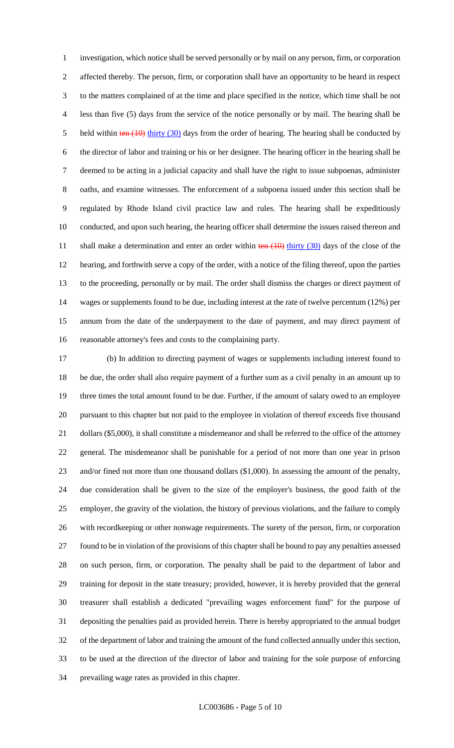investigation, which notice shall be served personally or by mail on any person, firm, or corporation affected thereby. The person, firm, or corporation shall have an opportunity to be heard in respect to the matters complained of at the time and place specified in the notice, which time shall be not less than five (5) days from the service of the notice personally or by mail. The hearing shall be held within ~~ten (10)~~ thirty (30) days from the order of hearing. The hearing shall be conducted by the director of labor and training or his or her designee. The hearing officer in the hearing shall be deemed to be acting in a judicial capacity and shall have the right to issue subpoenas, administer oaths, and examine witnesses. The enforcement of a subpoena issued under this section shall be regulated by Rhode Island civil practice law and rules. The hearing shall be expeditiously conducted, and upon such hearing, the hearing officer shall determine the issues raised thereon and shall make a determination and enter an order within ~~ten (10)~~ thirty (30) days of the close of the hearing, and forthwith serve a copy of the order, with a notice of the filing thereof, upon the parties to the proceeding, personally or by mail. The order shall dismiss the charges or direct payment of wages or supplements found to be due, including interest at the rate of twelve percentum (12%) per annum from the date of the underpayment to the date of payment, and may direct payment of reasonable attorney's fees and costs to the complaining party.

(b) In addition to directing payment of wages or supplements including interest found to be due, the order shall also require payment of a further sum as a civil penalty in an amount up to three times the total amount found to be due. Further, if the amount of salary owed to an employee pursuant to this chapter but not paid to the employee in violation of thereof exceeds five thousand dollars ($5,000), it shall constitute a misdemeanor and shall be referred to the office of the attorney general. The misdemeanor shall be punishable for a period of not more than one year in prison and/or fined not more than one thousand dollars ($1,000). In assessing the amount of the penalty, due consideration shall be given to the size of the employer's business, the good faith of the employer, the gravity of the violation, the history of previous violations, and the failure to comply with recordkeeping or other nonwage requirements. The surety of the person, firm, or corporation found to be in violation of the provisions of this chapter shall be bound to pay any penalties assessed on such person, firm, or corporation. The penalty shall be paid to the department of labor and training for deposit in the state treasury; provided, however, it is hereby provided that the general treasurer shall establish a dedicated "prevailing wages enforcement fund" for the purpose of depositing the penalties paid as provided herein. There is hereby appropriated to the annual budget of the department of labor and training the amount of the fund collected annually under this section, to be used at the direction of the director of labor and training for the sole purpose of enforcing prevailing wage rates as provided in this chapter.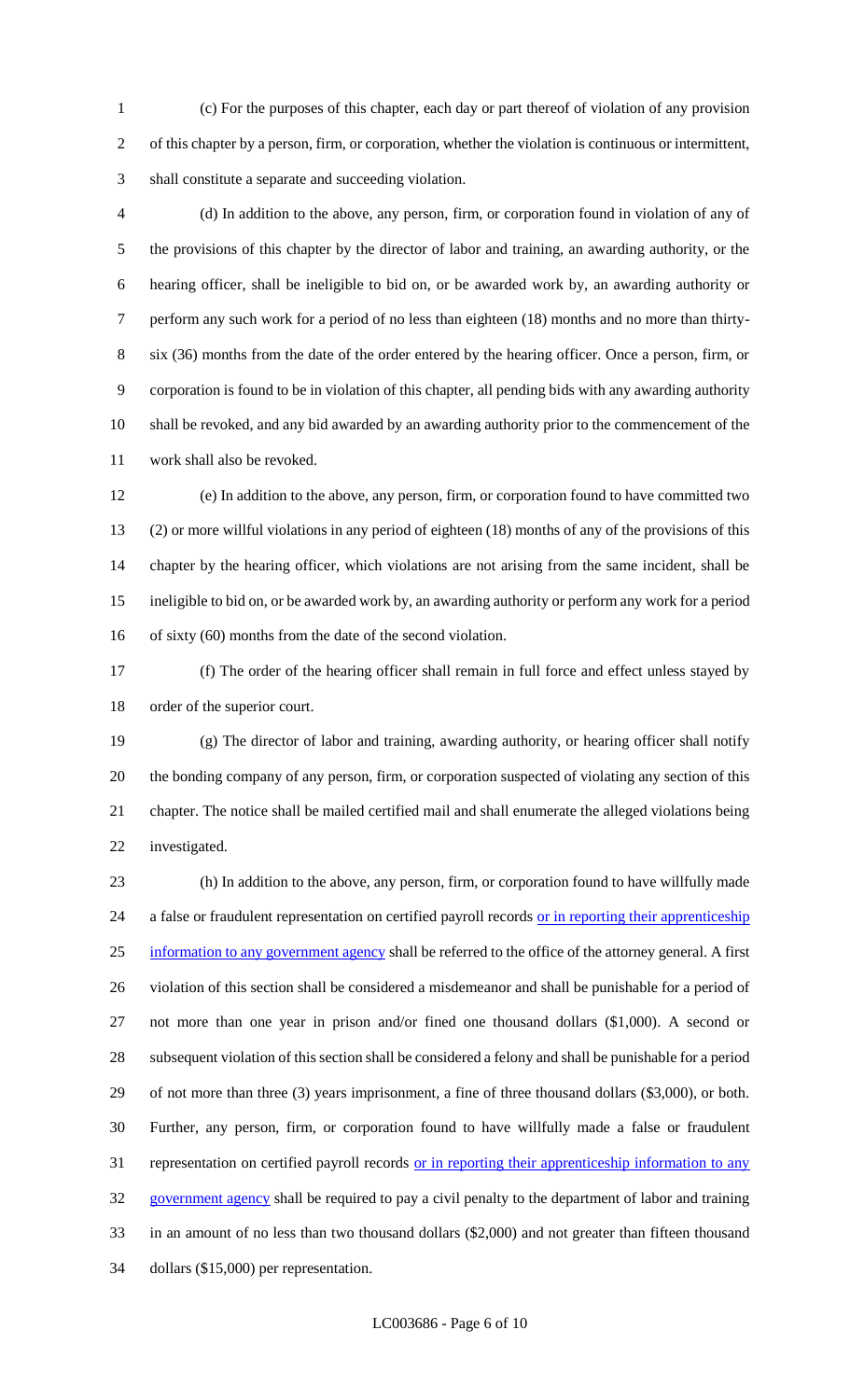(c) For the purposes of this chapter, each day or part thereof of violation of any provision of this chapter by a person, firm, or corporation, whether the violation is continuous or intermittent, shall constitute a separate and succeeding violation.

(d) In addition to the above, any person, firm, or corporation found in violation of any of the provisions of this chapter by the director of labor and training, an awarding authority, or the hearing officer, shall be ineligible to bid on, or be awarded work by, an awarding authority or perform any such work for a period of no less than eighteen (18) months and no more than thirty-six (36) months from the date of the order entered by the hearing officer. Once a person, firm, or corporation is found to be in violation of this chapter, all pending bids with any awarding authority shall be revoked, and any bid awarded by an awarding authority prior to the commencement of the work shall also be revoked.

(e) In addition to the above, any person, firm, or corporation found to have committed two (2) or more willful violations in any period of eighteen (18) months of any of the provisions of this chapter by the hearing officer, which violations are not arising from the same incident, shall be ineligible to bid on, or be awarded work by, an awarding authority or perform any work for a period of sixty (60) months from the date of the second violation.

(f) The order of the hearing officer shall remain in full force and effect unless stayed by order of the superior court.

(g) The director of labor and training, awarding authority, or hearing officer shall notify the bonding company of any person, firm, or corporation suspected of violating any section of this chapter. The notice shall be mailed certified mail and shall enumerate the alleged violations being investigated.

(h) In addition to the above, any person, firm, or corporation found to have willfully made a false or fraudulent representation on certified payroll records <u>or in reporting their apprenticeship information to any government agency</u> shall be referred to the office of the attorney general. A first violation of this section shall be considered a misdemeanor and shall be punishable for a period of not more than one year in prison and/or fined one thousand dollars ($1,000). A second or subsequent violation of this section shall be considered a felony and shall be punishable for a period of not more than three (3) years imprisonment, a fine of three thousand dollars ($3,000), or both. Further, any person, firm, or corporation found to have willfully made a false or fraudulent representation on certified payroll records <u>or in reporting their apprenticeship information to any government agency</u> shall be required to pay a civil penalty to the department of labor and training in an amount of no less than two thousand dollars ($2,000) and not greater than fifteen thousand dollars ($15,000) per representation.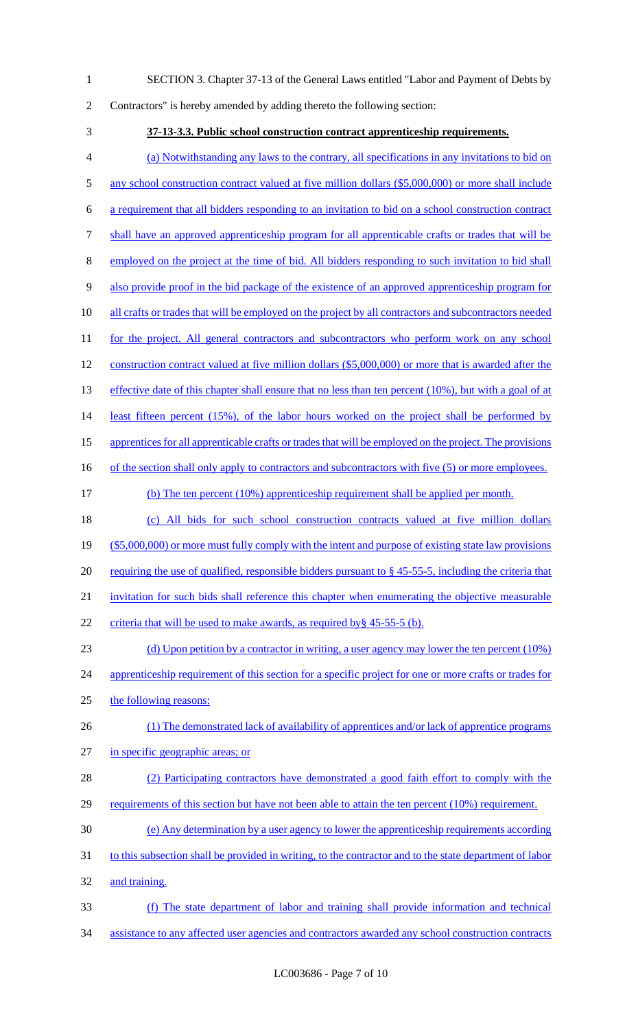SECTION 3. Chapter 37-13 of the General Laws entitled "Labor and Payment of Debts by Contractors" is hereby amended by adding thereto the following section:

**37-13-3.3. Public school construction contract apprenticeship requirements.**

(a) Notwithstanding any laws to the contrary, all specifications in any invitations to bid on any school construction contract valued at five million dollars ($5,000,000) or more shall include a requirement that all bidders responding to an invitation to bid on a school construction contract shall have an approved apprenticeship program for all apprenticable crafts or trades that will be employed on the project at the time of bid. All bidders responding to such invitation to bid shall also provide proof in the bid package of the existence of an approved apprenticeship program for all crafts or trades that will be employed on the project by all contractors and subcontractors needed for the project. All general contractors and subcontractors who perform work on any school construction contract valued at five million dollars ($5,000,000) or more that is awarded after the effective date of this chapter shall ensure that no less than ten percent (10%), but with a goal of at least fifteen percent (15%), of the labor hours worked on the project shall be performed by apprentices for all apprenticable crafts or trades that will be employed on the project. The provisions of the section shall only apply to contractors and subcontractors with five (5) or more employees.

(b) The ten percent (10%) apprenticeship requirement shall be applied per month.

(c) All bids for such school construction contracts valued at five million dollars ($5,000,000) or more must fully comply with the intent and purpose of existing state law provisions requiring the use of qualified, responsible bidders pursuant to § 45-55-5, including the criteria that invitation for such bids shall reference this chapter when enumerating the objective measurable criteria that will be used to make awards, as required by§ 45-55-5 (b).

(d) Upon petition by a contractor in writing, a user agency may lower the ten percent (10%) apprenticeship requirement of this section for a specific project for one or more crafts or trades for the following reasons:

(1) The demonstrated lack of availability of apprentices and/or lack of apprentice programs in specific geographic areas; or

(2) Participating contractors have demonstrated a good faith effort to comply with the requirements of this section but have not been able to attain the ten percent (10%) requirement.

(e) Any determination by a user agency to lower the apprenticeship requirements according to this subsection shall be provided in writing, to the contractor and to the state department of labor and training.

(f) The state department of labor and training shall provide information and technical assistance to any affected user agencies and contractors awarded any school construction contracts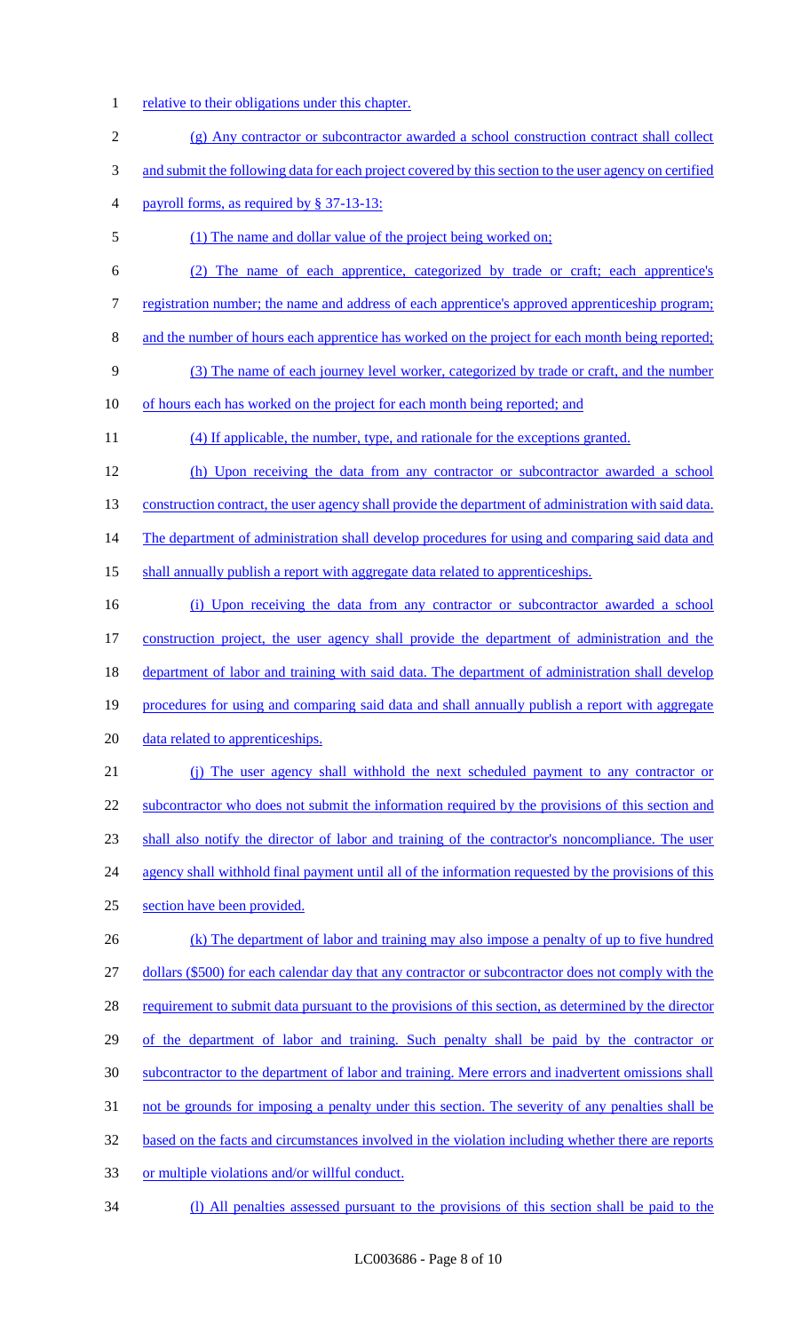relative to their obligations under this chapter.

(g) Any contractor or subcontractor awarded a school construction contract shall collect and submit the following data for each project covered by this section to the user agency on certified payroll forms, as required by § 37-13-13:

(1) The name and dollar value of the project being worked on;

(2) The name of each apprentice, categorized by trade or craft; each apprentice's registration number; the name and address of each apprentice's approved apprenticeship program; and the number of hours each apprentice has worked on the project for each month being reported;

(3) The name of each journey level worker, categorized by trade or craft, and the number of hours each has worked on the project for each month being reported; and

(4) If applicable, the number, type, and rationale for the exceptions granted.

(h) Upon receiving the data from any contractor or subcontractor awarded a school construction contract, the user agency shall provide the department of administration with said data. The department of administration shall develop procedures for using and comparing said data and shall annually publish a report with aggregate data related to apprenticeships.

(i) Upon receiving the data from any contractor or subcontractor awarded a school construction project, the user agency shall provide the department of administration and the department of labor and training with said data. The department of administration shall develop procedures for using and comparing said data and shall annually publish a report with aggregate data related to apprenticeships.

(j) The user agency shall withhold the next scheduled payment to any contractor or subcontractor who does not submit the information required by the provisions of this section and shall also notify the director of labor and training of the contractor's noncompliance. The user agency shall withhold final payment until all of the information requested by the provisions of this section have been provided.

(k) The department of labor and training may also impose a penalty of up to five hundred dollars ($500) for each calendar day that any contractor or subcontractor does not comply with the requirement to submit data pursuant to the provisions of this section, as determined by the director of the department of labor and training. Such penalty shall be paid by the contractor or subcontractor to the department of labor and training. Mere errors and inadvertent omissions shall not be grounds for imposing a penalty under this section. The severity of any penalties shall be based on the facts and circumstances involved in the violation including whether there are reports or multiple violations and/or willful conduct.

(l) All penalties assessed pursuant to the provisions of this section shall be paid to the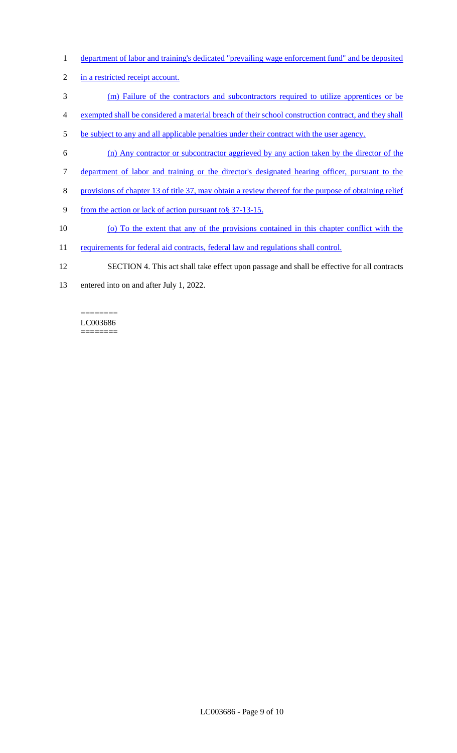department of labor and training's dedicated "prevailing wage enforcement fund" and be deposited in a restricted receipt account.

(m) Failure of the contractors and subcontractors required to utilize apprentices or be exempted shall be considered a material breach of their school construction contract, and they shall be subject to any and all applicable penalties under their contract with the user agency.

(n) Any contractor or subcontractor aggrieved by any action taken by the director of the department of labor and training or the director's designated hearing officer, pursuant to the provisions of chapter 13 of title 37, may obtain a review thereof for the purpose of obtaining relief from the action or lack of action pursuant to§ 37-13-15.

(o) To the extent that any of the provisions contained in this chapter conflict with the requirements for federal aid contracts, federal law and regulations shall control.

SECTION 4. This act shall take effect upon passage and shall be effective for all contracts entered into on and after July 1, 2022.

========
LC003686
========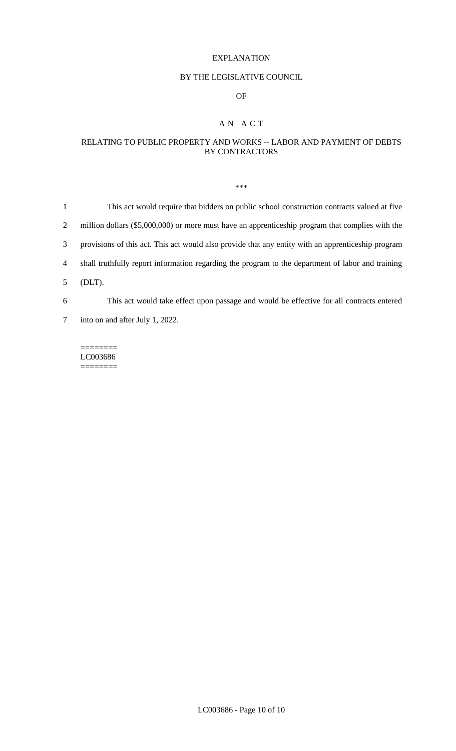EXPLANATION

BY THE LEGISLATIVE COUNCIL

OF

A N A C T

RELATING TO PUBLIC PROPERTY AND WORKS -- LABOR AND PAYMENT OF DEBTS BY CONTRACTORS

\*\*\*

This act would require that bidders on public school construction contracts valued at five million dollars ($5,000,000) or more must have an apprenticeship program that complies with the provisions of this act. This act would also provide that any entity with an apprenticeship program shall truthfully report information regarding the program to the department of labor and training (DLT).

This act would take effect upon passage and would be effective for all contracts entered into on and after July 1, 2022.

========
LC003686
========